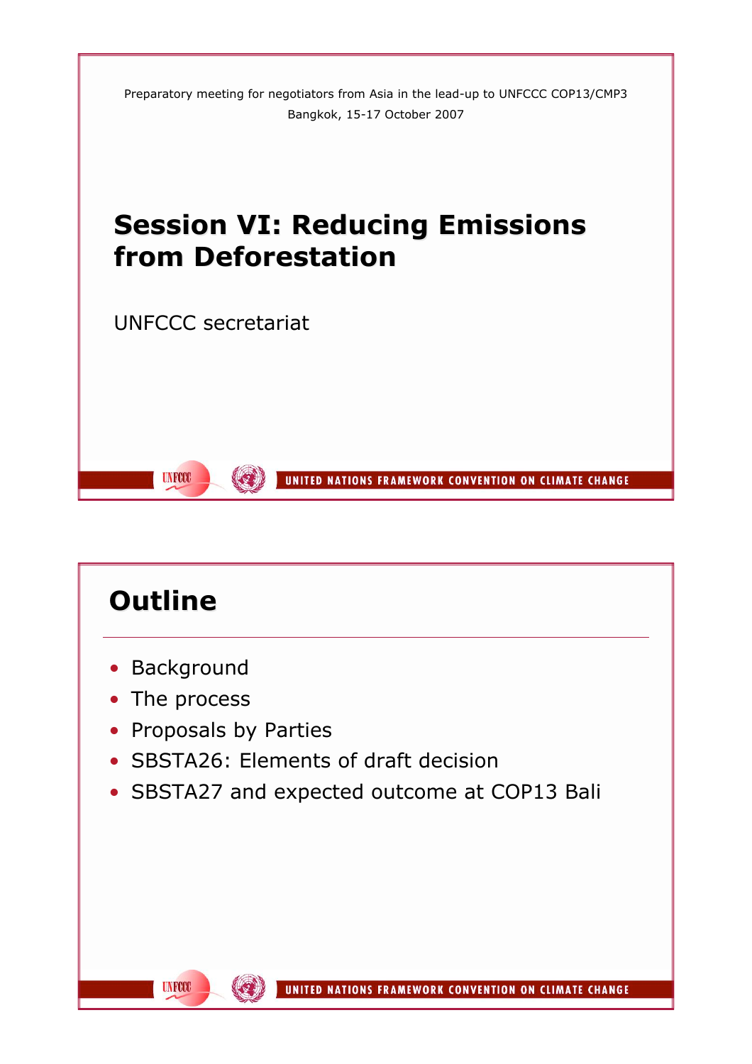Preparatory meeting for negotiators from Asia in the lead-up to UNFCCC COP13/CMP3
Bangkok, 15-17 October 2007

# Session VI: Reducing Emissions from Deforestation

UNFCCC secretariat

## Outline

- Background
- The process
- Proposals by Parties
- SBSTA26: Elements of draft decision
- SBSTA27 and expected outcome at COP13 Bali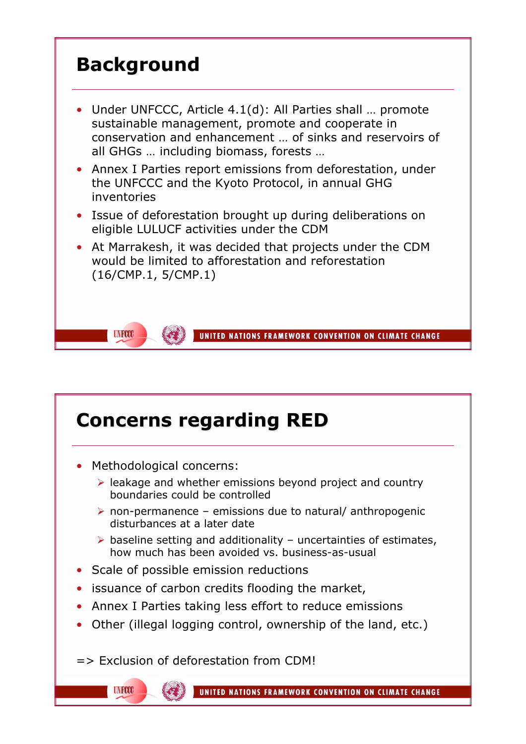# Background

- Under UNFCCC, Article 4.1(d): All Parties shall … promote sustainable management, promote and cooperate in conservation and enhancement … of sinks and reservoirs of all GHGs … including biomass, forests …
- Annex I Parties report emissions from deforestation, under the UNFCCC and the Kyoto Protocol, in annual GHG inventories
- Issue of deforestation brought up during deliberations on eligible LULUCF activities under the CDM
- At Marrakesh, it was decided that projects under the CDM would be limited to afforestation and reforestation (16/CMP.1, 5/CMP.1)

# Concerns regarding RED

- Methodological concerns:
  - leakage and whether emissions beyond project and country boundaries could be controlled
  - non-permanence – emissions due to natural/ anthropogenic disturbances at a later date
  - baseline setting and additionality – uncertainties of estimates, how much has been avoided vs. business-as-usual
- Scale of possible emission reductions
- issuance of carbon credits flooding the market,
- Annex I Parties taking less effort to reduce emissions
- Other (illegal logging control, ownership of the land, etc.)

=> Exclusion of deforestation from CDM!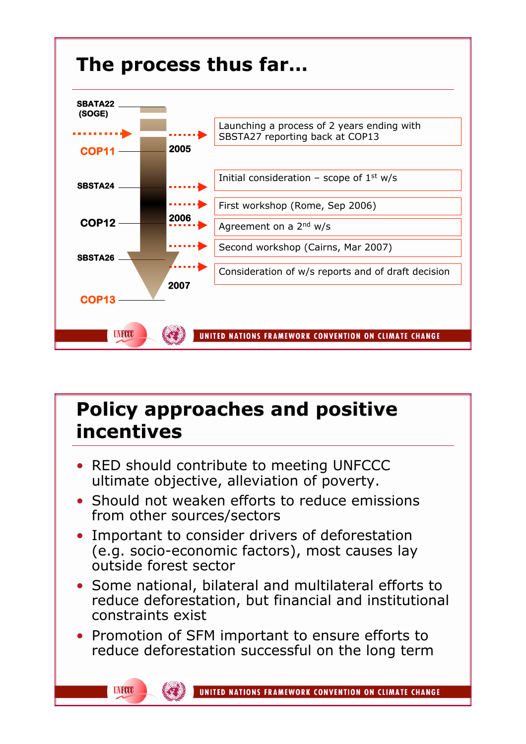# The process thus far…

- SBATA22 (SOGE)
- COP11 — 2005 — Launching a process of 2 years ending with SBSTA27 reporting back at COP13
- SBSTA24 — Initial consideration – scope of 1st w/s
- First workshop (Rome, Sep 2006)
- COP12 — 2006 — Agreement on a 2nd w/s
- Second workshop (Cairns, Mar 2007)
- SBSTA26 — Consideration of w/s reports and of draft decision
- COP13 — 2007

# Policy approaches and positive incentives

- RED should contribute to meeting UNFCCC ultimate objective, alleviation of poverty.
- Should not weaken efforts to reduce emissions from other sources/sectors
- Important to consider drivers of deforestation (e.g. socio-economic factors), most causes lay outside forest sector
- Some national, bilateral and multilateral efforts to reduce deforestation, but financial and institutional constraints exist
- Promotion of SFM important to ensure efforts to reduce deforestation successful on the long term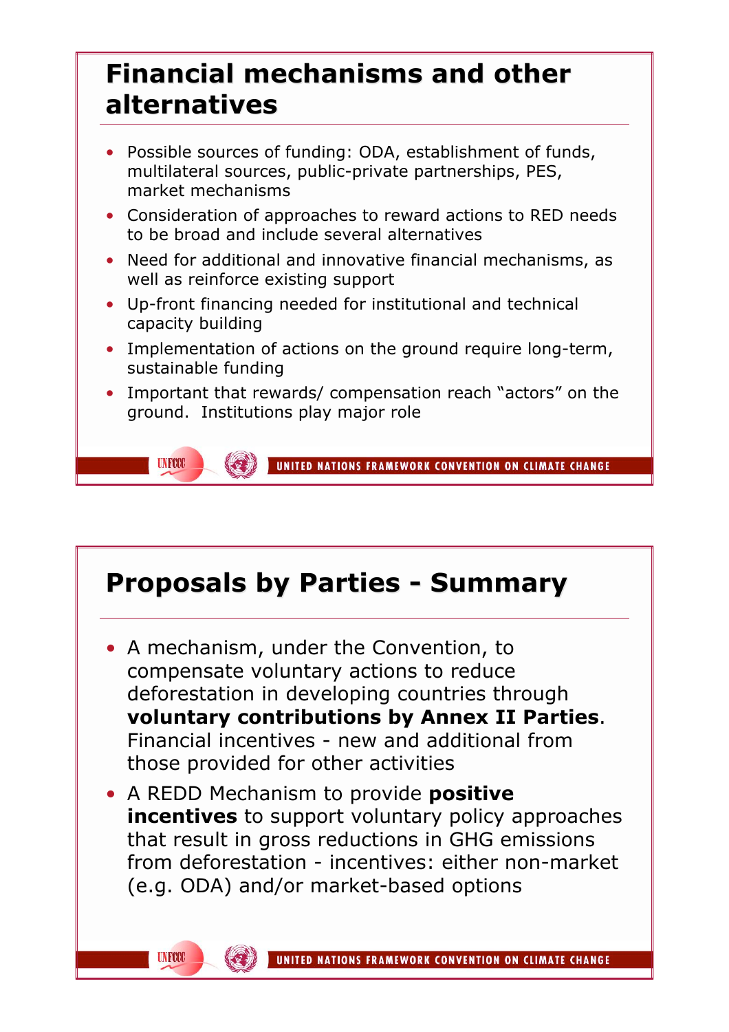# Financial mechanisms and other alternatives

- Possible sources of funding: ODA, establishment of funds, multilateral sources, public-private partnerships, PES, market mechanisms
- Consideration of approaches to reward actions to RED needs to be broad and include several alternatives
- Need for additional and innovative financial mechanisms, as well as reinforce existing support
- Up-front financing needed for institutional and technical capacity building
- Implementation of actions on the ground require long-term, sustainable funding
- Important that rewards/ compensation reach "actors" on the ground. Institutions play major role

# Proposals by Parties - Summary

- A mechanism, under the Convention, to compensate voluntary actions to reduce deforestation in developing countries through **voluntary contributions by Annex II Parties**. Financial incentives - new and additional from those provided for other activities
- A REDD Mechanism to provide **positive incentives** to support voluntary policy approaches that result in gross reductions in GHG emissions from deforestation - incentives: either non-market (e.g. ODA) and/or market-based options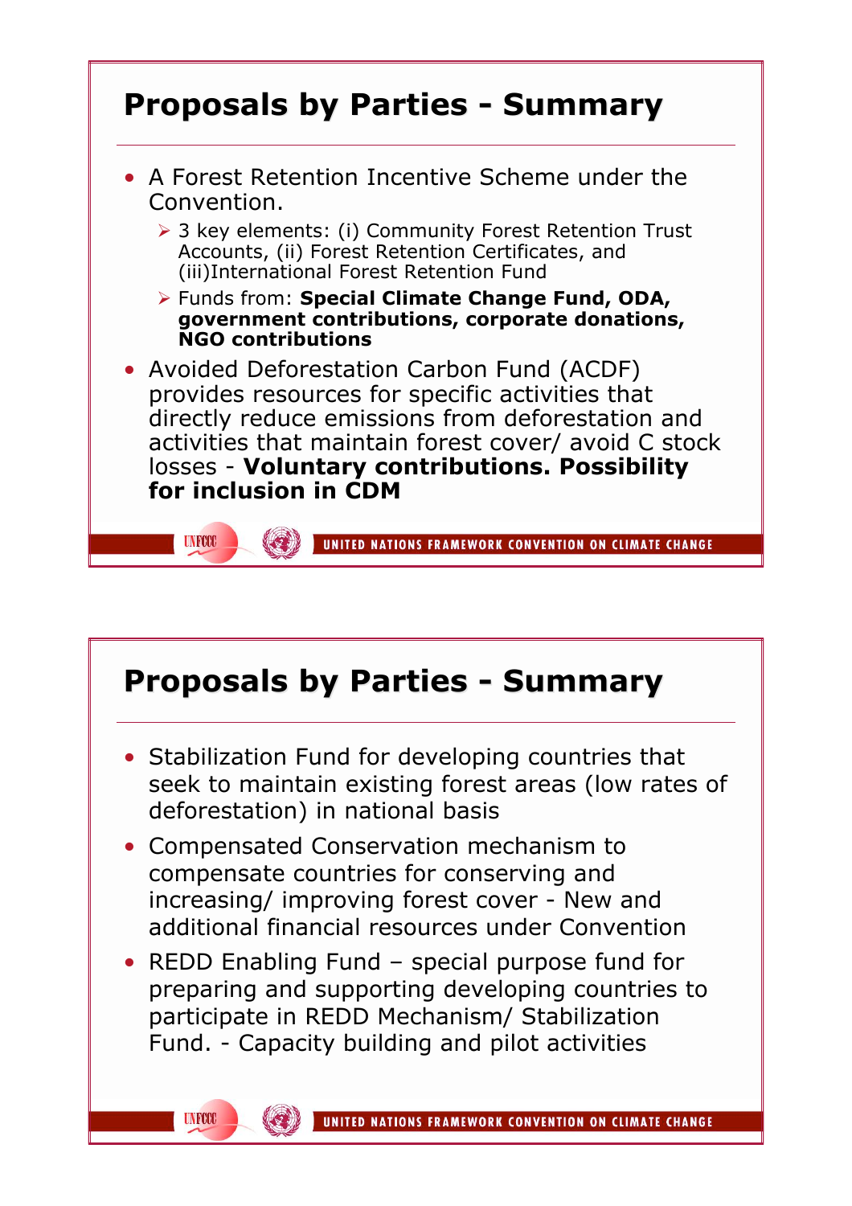## Proposals by Parties - Summary

- A Forest Retention Incentive Scheme under the Convention.
  - 3 key elements: (i) Community Forest Retention Trust Accounts, (ii) Forest Retention Certificates, and (iii)International Forest Retention Fund
  - Funds from: **Special Climate Change Fund, ODA, government contributions, corporate donations, NGO contributions**
- Avoided Deforestation Carbon Fund (ACDF) provides resources for specific activities that directly reduce emissions from deforestation and activities that maintain forest cover/ avoid C stock losses - **Voluntary contributions. Possibility for inclusion in CDM**

## Proposals by Parties - Summary

- Stabilization Fund for developing countries that seek to maintain existing forest areas (low rates of deforestation) in national basis
- Compensated Conservation mechanism to compensate countries for conserving and increasing/ improving forest cover - New and additional financial resources under Convention
- REDD Enabling Fund – special purpose fund for preparing and supporting developing countries to participate in REDD Mechanism/ Stabilization Fund. - Capacity building and pilot activities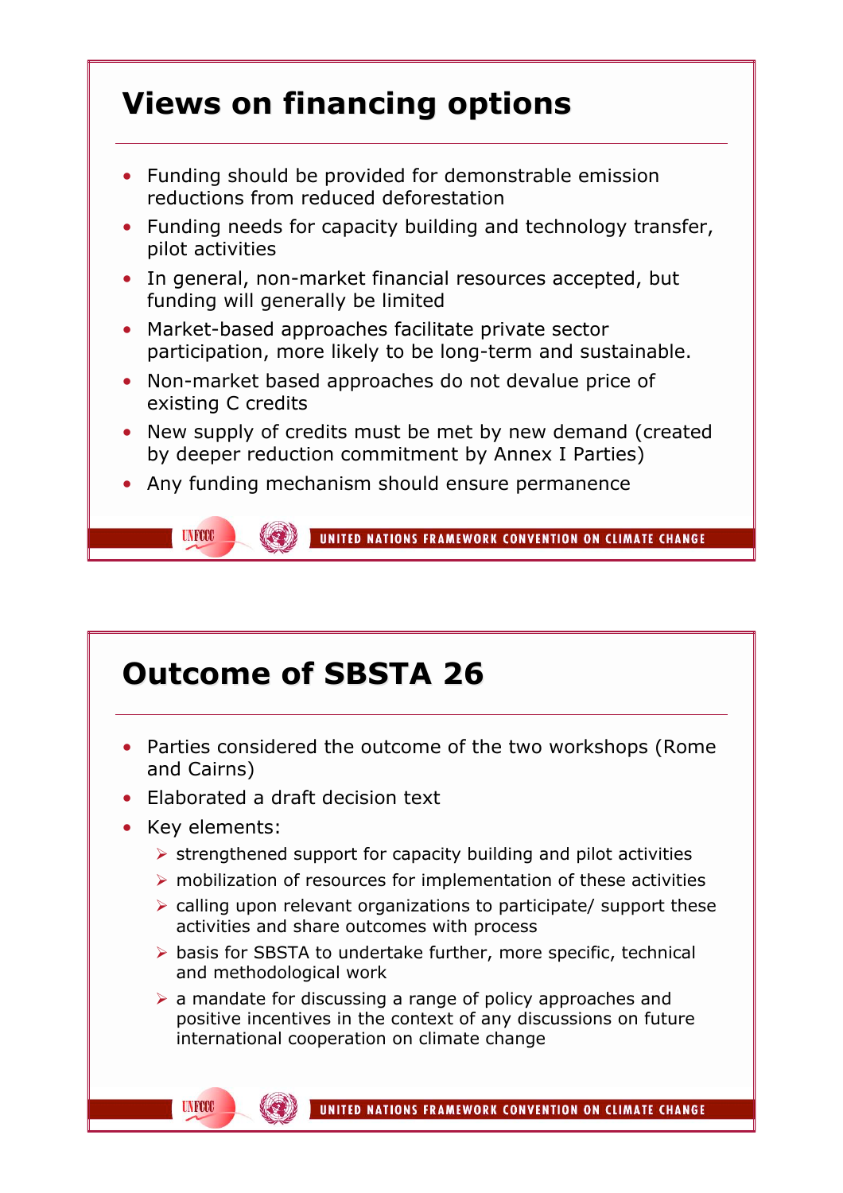# Views on financing options

- Funding should be provided for demonstrable emission reductions from reduced deforestation
- Funding needs for capacity building and technology transfer, pilot activities
- In general, non-market financial resources accepted, but funding will generally be limited
- Market-based approaches facilitate private sector participation, more likely to be long-term and sustainable.
- Non-market based approaches do not devalue price of existing C credits
- New supply of credits must be met by new demand (created by deeper reduction commitment by Annex I Parties)
- Any funding mechanism should ensure permanence

# Outcome of SBSTA 26

- Parties considered the outcome of the two workshops (Rome and Cairns)
- Elaborated a draft decision text
- Key elements:
  - strengthened support for capacity building and pilot activities
  - mobilization of resources for implementation of these activities
  - calling upon relevant organizations to participate/ support these activities and share outcomes with process
  - basis for SBSTA to undertake further, more specific, technical and methodological work
  - a mandate for discussing a range of policy approaches and positive incentives in the context of any discussions on future international cooperation on climate change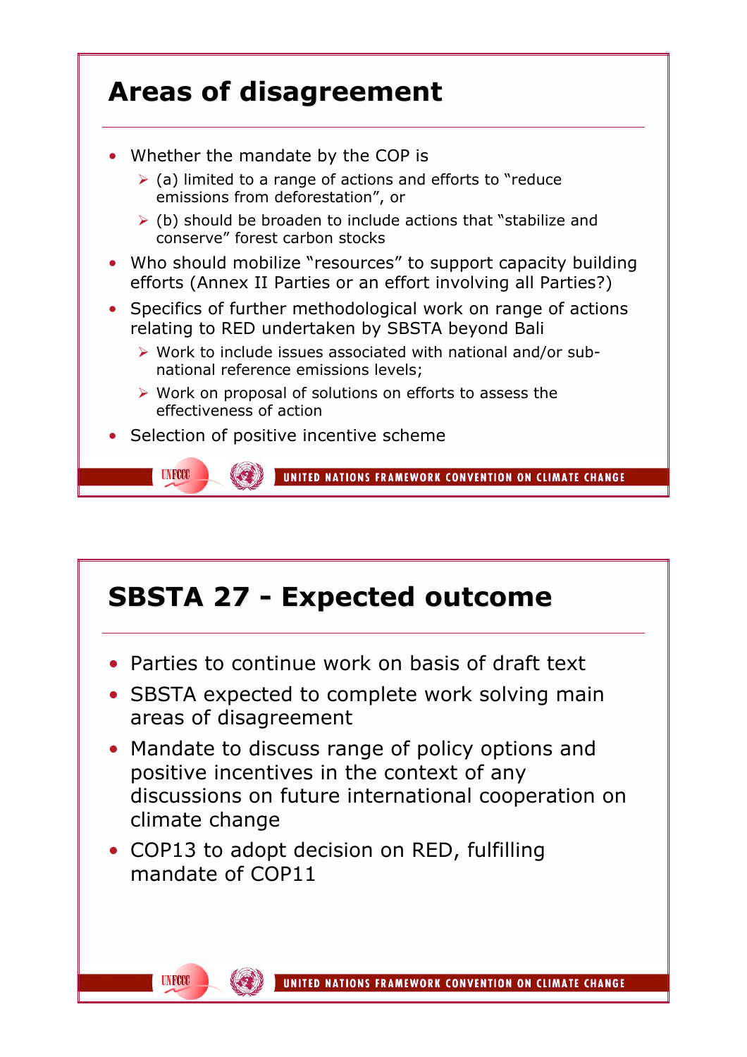## Areas of disagreement

- Whether the mandate by the COP is
  - (a) limited to a range of actions and efforts to "reduce emissions from deforestation", or
  - (b) should be broaden to include actions that "stabilize and conserve" forest carbon stocks
- Who should mobilize "resources" to support capacity building efforts (Annex II Parties or an effort involving all Parties?)
- Specifics of further methodological work on range of actions relating to RED undertaken by SBSTA beyond Bali
  - Work to include issues associated with national and/or sub-national reference emissions levels;
  - Work on proposal of solutions on efforts to assess the effectiveness of action
- Selection of positive incentive scheme

## SBSTA 27 - Expected outcome

- Parties to continue work on basis of draft text
- SBSTA expected to complete work solving main areas of disagreement
- Mandate to discuss range of policy options and positive incentives in the context of any discussions on future international cooperation on climate change
- COP13 to adopt decision on RED, fulfilling mandate of COP11